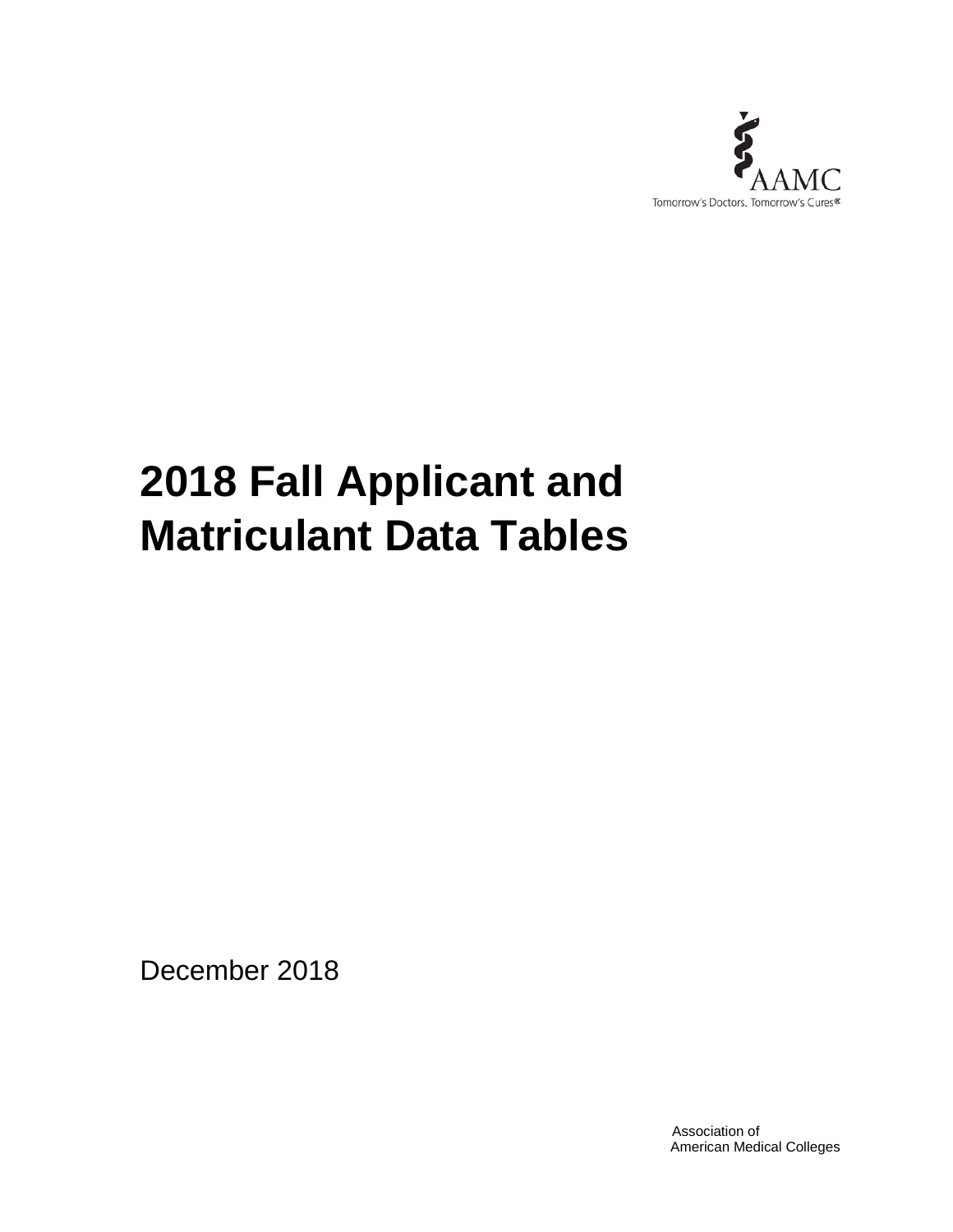AAMC

Tomorrow's Doctors, Tomorrow's Cures®

# 2018 Fall Applicant and Matriculant Data Tables

December 2018

Association of
American Medical Colleges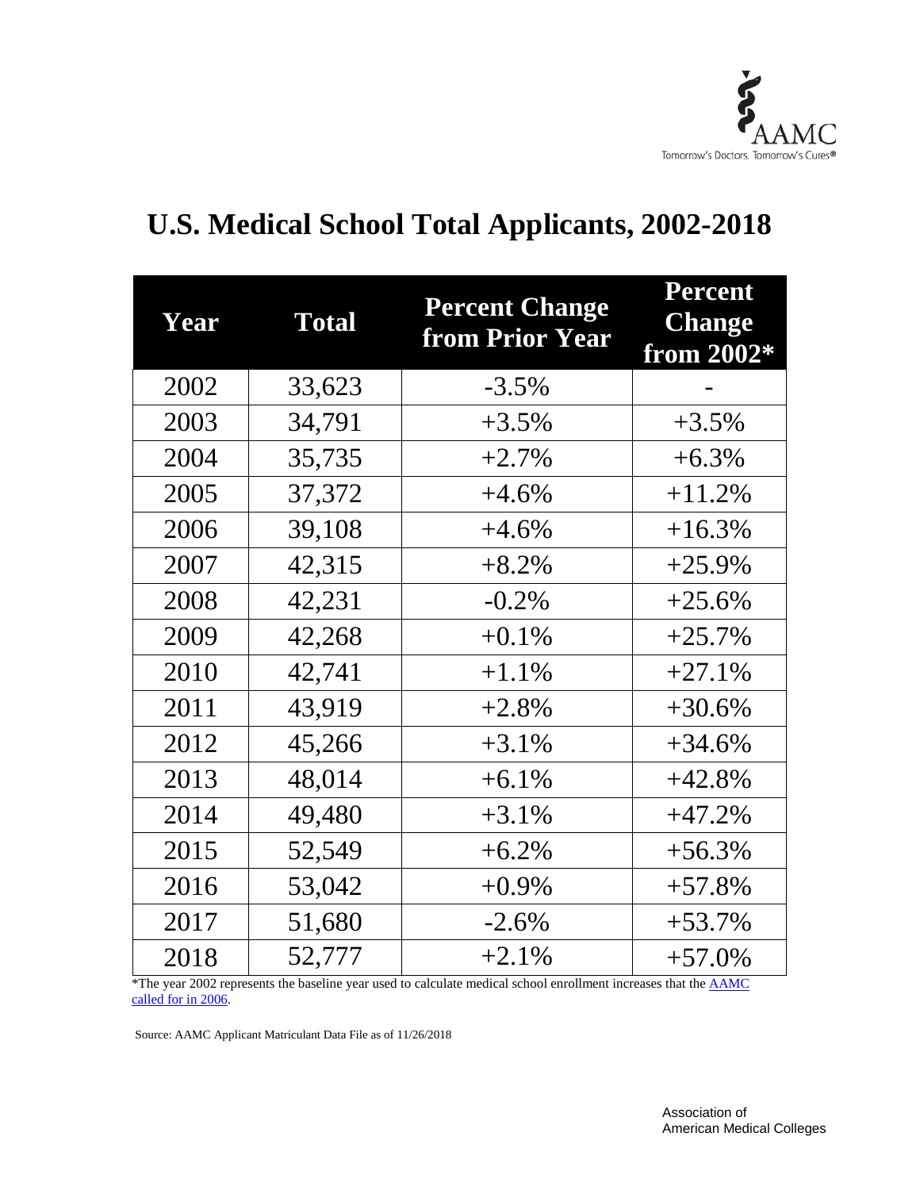# U.S. Medical School Total Applicants, 2002-2018

| Year | Total | Percent Change from Prior Year | Percent Change from 2002* |
|---|---|---|---|
| 2002 | 33,623 | -3.5% | - |
| 2003 | 34,791 | +3.5% | +3.5% |
| 2004 | 35,735 | +2.7% | +6.3% |
| 2005 | 37,372 | +4.6% | +11.2% |
| 2006 | 39,108 | +4.6% | +16.3% |
| 2007 | 42,315 | +8.2% | +25.9% |
| 2008 | 42,231 | -0.2% | +25.6% |
| 2009 | 42,268 | +0.1% | +25.7% |
| 2010 | 42,741 | +1.1% | +27.1% |
| 2011 | 43,919 | +2.8% | +30.6% |
| 2012 | 45,266 | +3.1% | +34.6% |
| 2013 | 48,014 | +6.1% | +42.8% |
| 2014 | 49,480 | +3.1% | +47.2% |
| 2015 | 52,549 | +6.2% | +56.3% |
| 2016 | 53,042 | +0.9% | +57.8% |
| 2017 | 51,680 | -2.6% | +53.7% |
| 2018 | 52,777 | +2.1% | +57.0% |

*The year 2002 represents the baseline year used to calculate medical school enrollment increases that the AAMC called for in 2006.

Source: AAMC Applicant Matriculant Data File as of 11/26/2018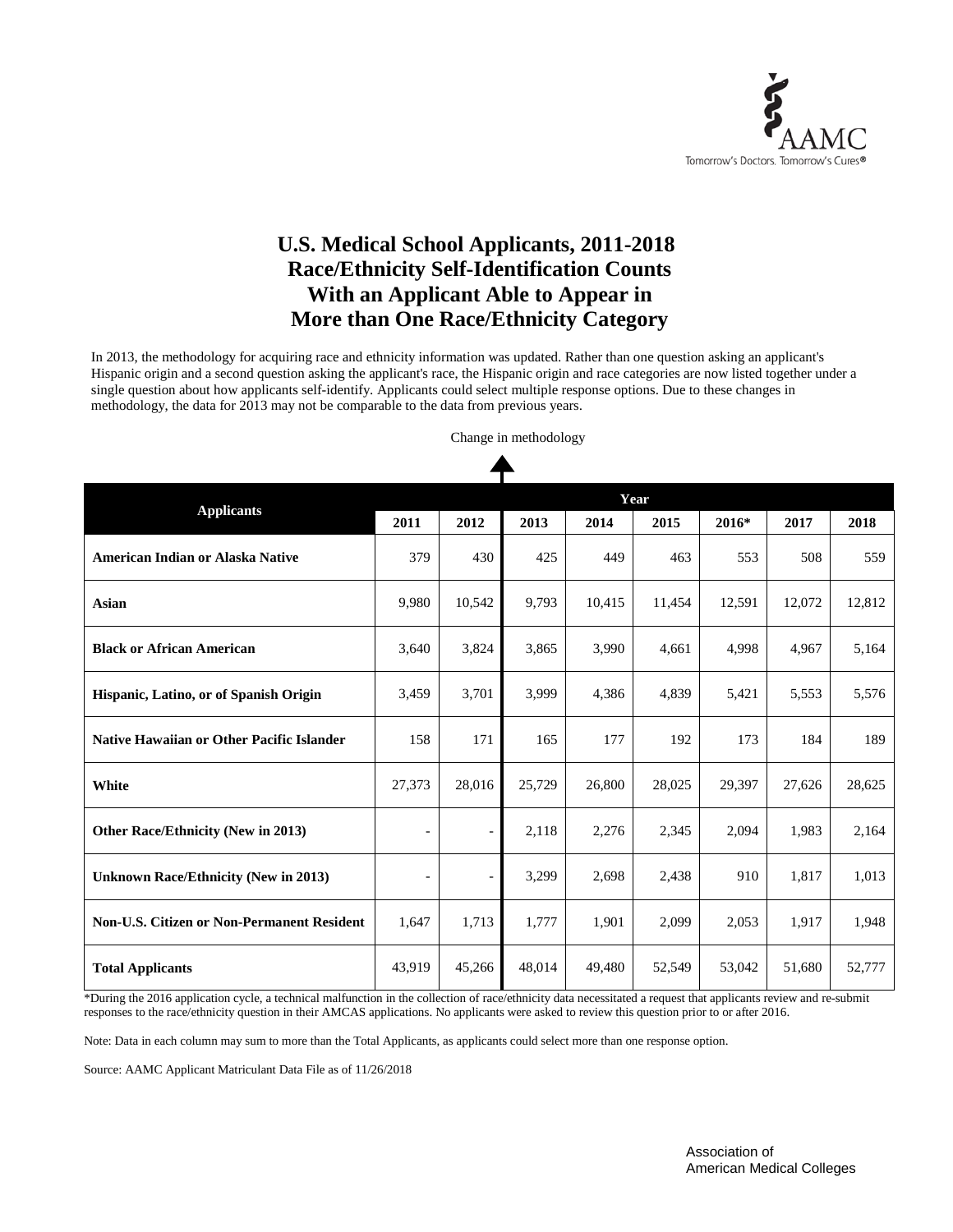# U.S. Medical School Applicants, 2011-2018 Race/Ethnicity Self-Identification Counts With an Applicant Able to Appear in More than One Race/Ethnicity Category

In 2013, the methodology for acquiring race and ethnicity information was updated. Rather than one question asking an applicant's Hispanic origin and a second question asking the applicant's race, the Hispanic origin and race categories are now listed together under a single question about how applicants self-identify. Applicants could select multiple response options. Due to these changes in methodology, the data for 2013 may not be comparable to the data from previous years.

Change in methodology

| Applicants | Year | | | | | | | |
|---|---|---|---|---|---|---|---|---|
| | 2011 | 2012 | 2013 | 2014 | 2015 | 2016* | 2017 | 2018 |
| **American Indian or Alaska Native** | 379 | 430 | 425 | 449 | 463 | 553 | 508 | 559 |
| **Asian** | 9,980 | 10,542 | 9,793 | 10,415 | 11,454 | 12,591 | 12,072 | 12,812 |
| **Black or African American** | 3,640 | 3,824 | 3,865 | 3,990 | 4,661 | 4,998 | 4,967 | 5,164 |
| **Hispanic, Latino, or of Spanish Origin** | 3,459 | 3,701 | 3,999 | 4,386 | 4,839 | 5,421 | 5,553 | 5,576 |
| **Native Hawaiian or Other Pacific Islander** | 158 | 171 | 165 | 177 | 192 | 173 | 184 | 189 |
| **White** | 27,373 | 28,016 | 25,729 | 26,800 | 28,025 | 29,397 | 27,626 | 28,625 |
| **Other Race/Ethnicity (New in 2013)** | - | - | 2,118 | 2,276 | 2,345 | 2,094 | 1,983 | 2,164 |
| **Unknown Race/Ethnicity (New in 2013)** | - | - | 3,299 | 2,698 | 2,438 | 910 | 1,817 | 1,013 |
| **Non-U.S. Citizen or Non-Permanent Resident** | 1,647 | 1,713 | 1,777 | 1,901 | 2,099 | 2,053 | 1,917 | 1,948 |
| **Total Applicants** | 43,919 | 45,266 | 48,014 | 49,480 | 52,549 | 53,042 | 51,680 | 52,777 |

*During the 2016 application cycle, a technical malfunction in the collection of race/ethnicity data necessitated a request that applicants review and re-submit responses to the race/ethnicity question in their AMCAS applications. No applicants were asked to review this question prior to or after 2016.

Note: Data in each column may sum to more than the Total Applicants, as applicants could select more than one response option.

Source: AAMC Applicant Matriculant Data File as of 11/26/2018

Association of American Medical Colleges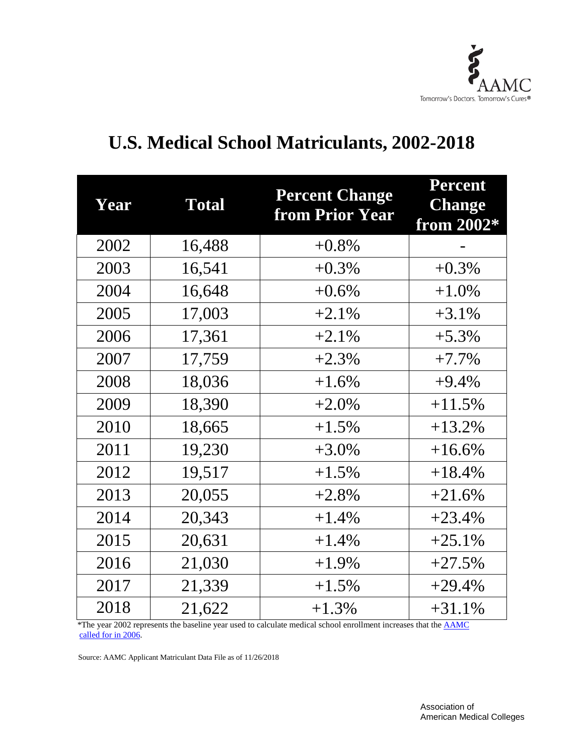AAMC
Tomorrow's Doctors, Tomorrow's Cures®

# U.S. Medical School Matriculants, 2002-2018

| Year | Total | Percent Change from Prior Year | Percent Change from 2002* |
|---|---|---|---|
| 2002 | 16,488 | +0.8% | - |
| 2003 | 16,541 | +0.3% | +0.3% |
| 2004 | 16,648 | +0.6% | +1.0% |
| 2005 | 17,003 | +2.1% | +3.1% |
| 2006 | 17,361 | +2.1% | +5.3% |
| 2007 | 17,759 | +2.3% | +7.7% |
| 2008 | 18,036 | +1.6% | +9.4% |
| 2009 | 18,390 | +2.0% | +11.5% |
| 2010 | 18,665 | +1.5% | +13.2% |
| 2011 | 19,230 | +3.0% | +16.6% |
| 2012 | 19,517 | +1.5% | +18.4% |
| 2013 | 20,055 | +2.8% | +21.6% |
| 2014 | 20,343 | +1.4% | +23.4% |
| 2015 | 20,631 | +1.4% | +25.1% |
| 2016 | 21,030 | +1.9% | +27.5% |
| 2017 | 21,339 | +1.5% | +29.4% |
| 2018 | 21,622 | +1.3% | +31.1% |

*The year 2002 represents the baseline year used to calculate medical school enrollment increases that the AAMC called for in 2006.

Source: AAMC Applicant Matriculant Data File as of 11/26/2018

Association of
American Medical Colleges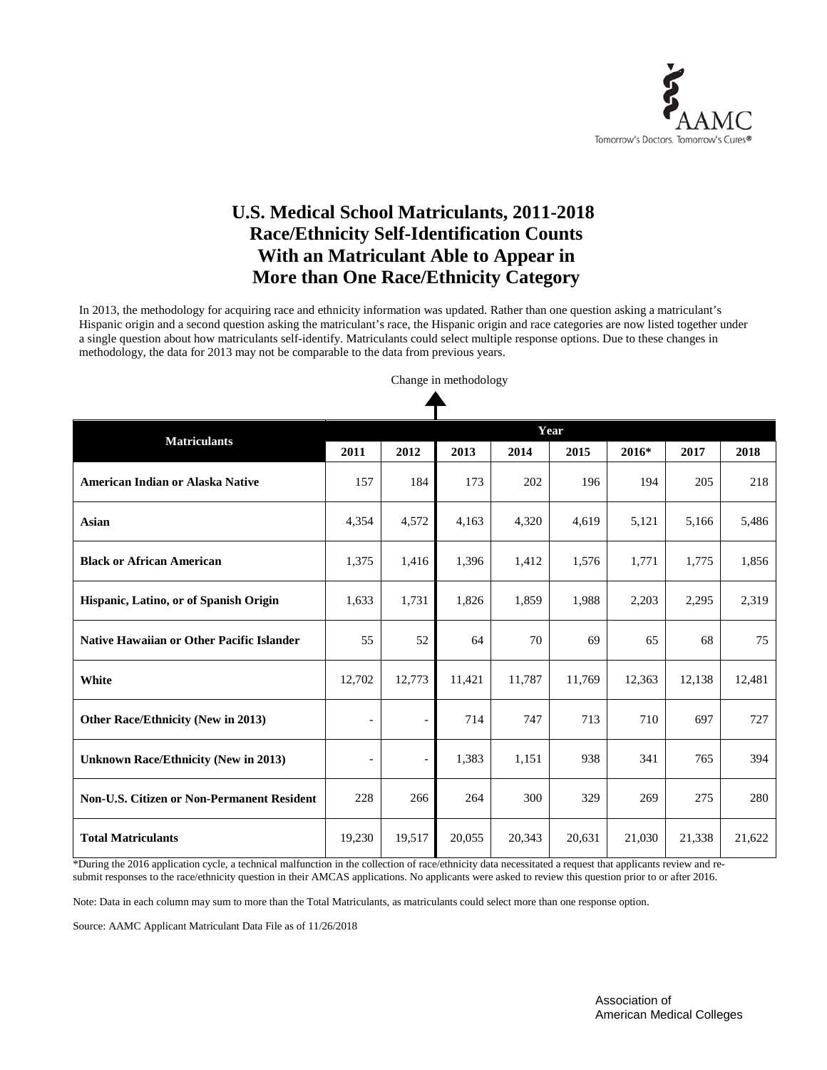AAMC
Tomorrow's Doctors, Tomorrow's Cures®

# U.S. Medical School Matriculants, 2011-2018
# Race/Ethnicity Self-Identification Counts
# With an Matriculant Able to Appear in
# More than One Race/Ethnicity Category

In 2013, the methodology for acquiring race and ethnicity information was updated. Rather than one question asking a matriculant's Hispanic origin and a second question asking the matriculant's race, the Hispanic origin and race categories are now listed together under a single question about how matriculants self-identify. Matriculants could select multiple response options. Due to these changes in methodology, the data for 2013 may not be comparable to the data from previous years.

Change in methodology

| Matriculants | Year | | | | | | | |
|---|---|---|---|---|---|---|---|---|
| | 2011 | 2012 | 2013 | 2014 | 2015 | 2016* | 2017 | 2018 |
| **American Indian or Alaska Native** | 157 | 184 | 173 | 202 | 196 | 194 | 205 | 218 |
| **Asian** | 4,354 | 4,572 | 4,163 | 4,320 | 4,619 | 5,121 | 5,166 | 5,486 |
| **Black or African American** | 1,375 | 1,416 | 1,396 | 1,412 | 1,576 | 1,771 | 1,775 | 1,856 |
| **Hispanic, Latino, or of Spanish Origin** | 1,633 | 1,731 | 1,826 | 1,859 | 1,988 | 2,203 | 2,295 | 2,319 |
| **Native Hawaiian or Other Pacific Islander** | 55 | 52 | 64 | 70 | 69 | 65 | 68 | 75 |
| **White** | 12,702 | 12,773 | 11,421 | 11,787 | 11,769 | 12,363 | 12,138 | 12,481 |
| **Other Race/Ethnicity (New in 2013)** | - | - | 714 | 747 | 713 | 710 | 697 | 727 |
| **Unknown Race/Ethnicity (New in 2013)** | - | - | 1,383 | 1,151 | 938 | 341 | 765 | 394 |
| **Non-U.S. Citizen or Non-Permanent Resident** | 228 | 266 | 264 | 300 | 329 | 269 | 275 | 280 |
| **Total Matriculants** | 19,230 | 19,517 | 20,055 | 20,343 | 20,631 | 21,030 | 21,338 | 21,622 |

*During the 2016 application cycle, a technical malfunction in the collection of race/ethnicity data necessitated a request that applicants review and re-submit responses to the race/ethnicity question in their AMCAS applications. No applicants were asked to review this question prior to or after 2016.

Note: Data in each column may sum to more than the Total Matriculants, as matriculants could select more than one response option.

Source: AAMC Applicant Matriculant Data File as of 11/26/2018

Association of
American Medical Colleges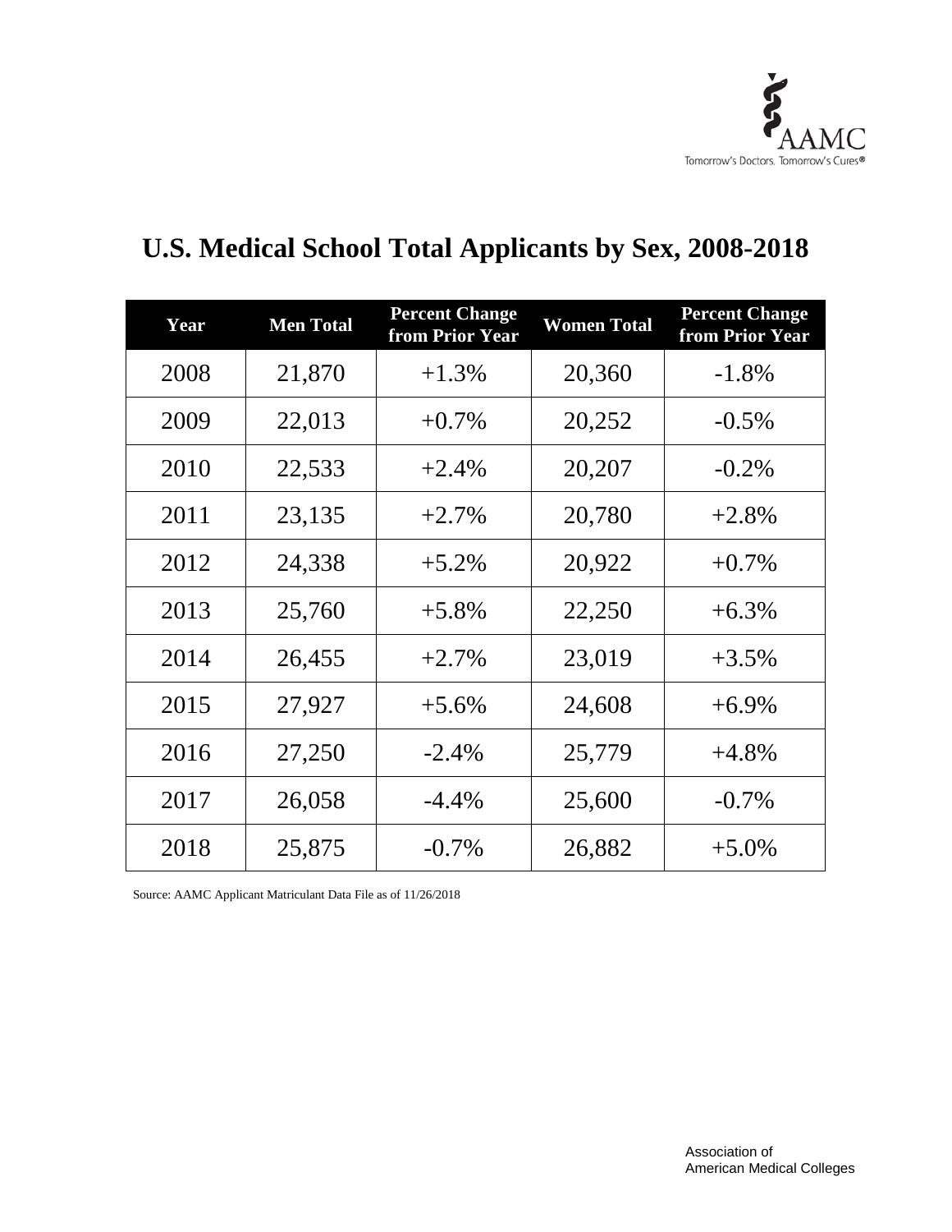AAMC

Tomorrow's Doctors, Tomorrow's Cures®

# U.S. Medical School Total Applicants by Sex, 2008-2018

| Year | Men Total | Percent Change from Prior Year | Women Total | Percent Change from Prior Year |
|---|---|---|---|---|
| 2008 | 21,870 | +1.3% | 20,360 | -1.8% |
| 2009 | 22,013 | +0.7% | 20,252 | -0.5% |
| 2010 | 22,533 | +2.4% | 20,207 | -0.2% |
| 2011 | 23,135 | +2.7% | 20,780 | +2.8% |
| 2012 | 24,338 | +5.2% | 20,922 | +0.7% |
| 2013 | 25,760 | +5.8% | 22,250 | +6.3% |
| 2014 | 26,455 | +2.7% | 23,019 | +3.5% |
| 2015 | 27,927 | +5.6% | 24,608 | +6.9% |
| 2016 | 27,250 | -2.4% | 25,779 | +4.8% |
| 2017 | 26,058 | -4.4% | 25,600 | -0.7% |
| 2018 | 25,875 | -0.7% | 26,882 | +5.0% |

Source: AAMC Applicant Matriculant Data File as of 11/26/2018

Association of
American Medical Colleges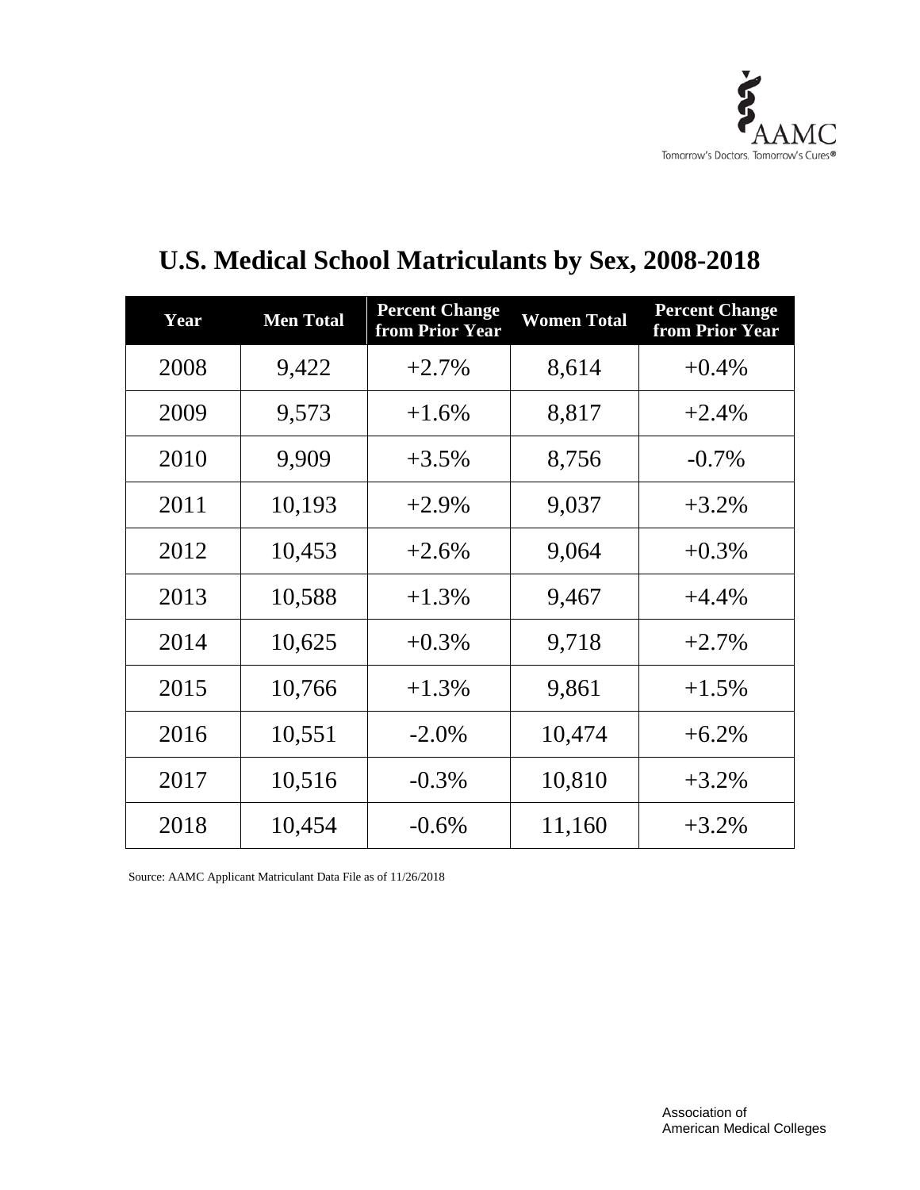# U.S. Medical School Matriculants by Sex, 2008-2018

| Year | Men Total | Percent Change from Prior Year | Women Total | Percent Change from Prior Year |
|---|---|---|---|---|
| 2008 | 9,422 | +2.7% | 8,614 | +0.4% |
| 2009 | 9,573 | +1.6% | 8,817 | +2.4% |
| 2010 | 9,909 | +3.5% | 8,756 | -0.7% |
| 2011 | 10,193 | +2.9% | 9,037 | +3.2% |
| 2012 | 10,453 | +2.6% | 9,064 | +0.3% |
| 2013 | 10,588 | +1.3% | 9,467 | +4.4% |
| 2014 | 10,625 | +0.3% | 9,718 | +2.7% |
| 2015 | 10,766 | +1.3% | 9,861 | +1.5% |
| 2016 | 10,551 | -2.0% | 10,474 | +6.2% |
| 2017 | 10,516 | -0.3% | 10,810 | +3.2% |
| 2018 | 10,454 | -0.6% | 11,160 | +3.2% |

Source: AAMC Applicant Matriculant Data File as of 11/26/2018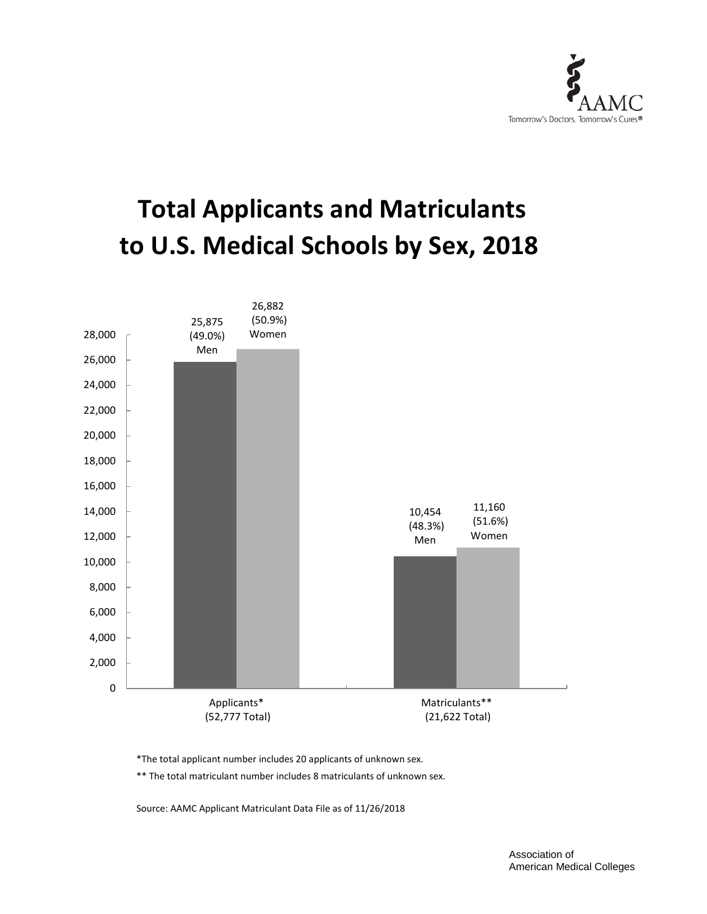AAMC

Tomorrow's Doctors, Tomorrow's Cures®

# Total Applicants and Matriculants to U.S. Medical Schools by Sex, 2018

28,000
26,000
24,000
22,000
20,000
18,000
16,000
14,000
12,000
10,000
8,000
6,000
4,000
2,000
0

25,875 (49.0%) Men

26,882 (50.9%) Women

10,454 (48.3%) Men

11,160 (51.6%) Women

Applicants* (52,777 Total)

Matriculants** (21,622 Total)

*The total applicant number includes 20 applicants of unknown sex.

** The total matriculant number includes 8 matriculants of unknown sex.

Source: AAMC Applicant Matriculant Data File as of 11/26/2018

Association of American Medical Colleges